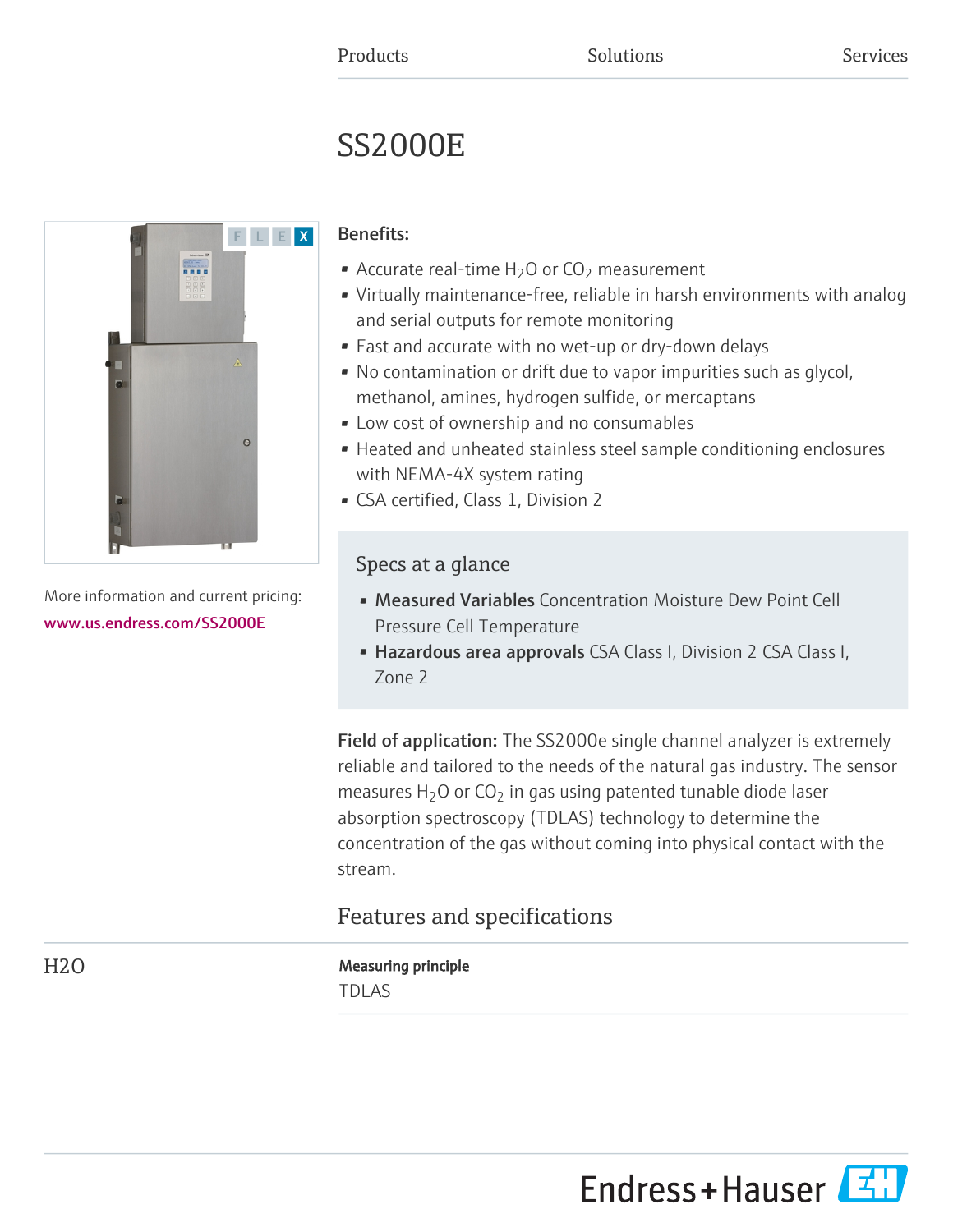Products Solutions Services

# SS2000E

More information and current pricing:
www.us.endress.com/SS2000E

**Benefits:**

- Accurate real-time $H_2O$ or $CO_2$ measurement
- Virtually maintenance-free, reliable in harsh environments with analog and serial outputs for remote monitoring
- Fast and accurate with no wet-up or dry-down delays
- No contamination or drift due to vapor impurities such as glycol, methanol, amines, hydrogen sulfide, or mercaptans
- Low cost of ownership and no consumables
- Heated and unheated stainless steel sample conditioning enclosures with NEMA-4X system rating
- CSA certified, Class 1, Division 2

## Specs at a glance

- **Measured Variables** Concentration Moisture Dew Point Cell Pressure Cell Temperature
- **Hazardous area approvals** CSA Class I, Division 2 CSA Class I, Zone 2

**Field of application:** The SS2000e single channel analyzer is extremely reliable and tailored to the needs of the natural gas industry. The sensor measures $H_2O$ or $CO_2$ in gas using patented tunable diode laser absorption spectroscopy (TDLAS) technology to determine the concentration of the gas without coming into physical contact with the stream.

## Features and specifications

### H2O

**Measuring principle**
TDLAS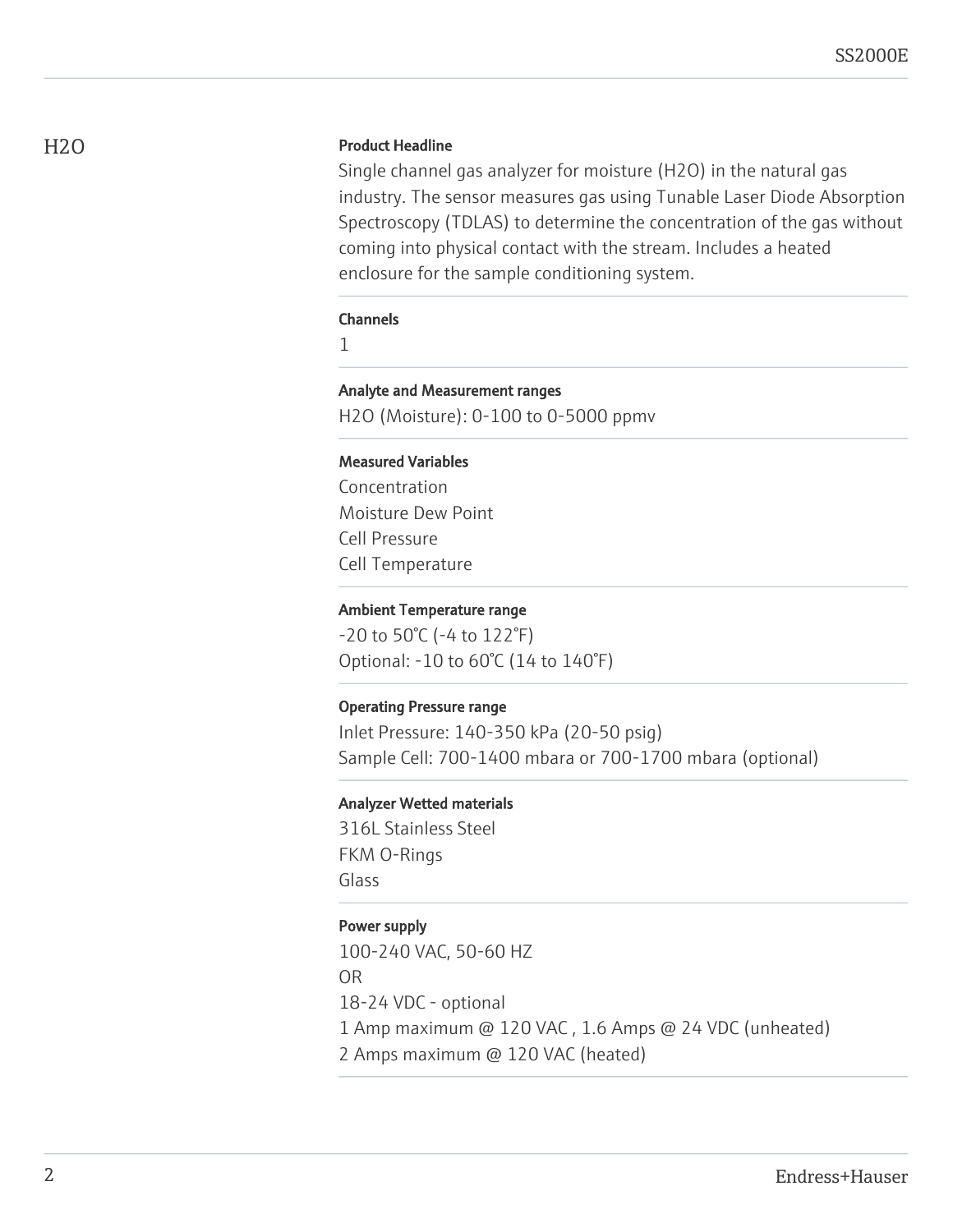## H2O

### Product Headline

Single channel gas analyzer for moisture ($H_2O$) in the natural gas industry. The sensor measures gas using Tunable Laser Diode Absorption Spectroscopy (TDLAS) to determine the concentration of the gas without coming into physical contact with the stream. Includes a heated enclosure for the sample conditioning system.

### Channels

1

### Analyte and Measurement ranges

$H_2O$ (Moisture): 0-100 to 0-5000 ppmv

### Measured Variables

Concentration
Moisture Dew Point
Cell Pressure
Cell Temperature

### Ambient Temperature range

-20 to 50°C (-4 to 122°F)
Optional: -10 to 60°C (14 to 140°F)

### Operating Pressure range

Inlet Pressure: 140-350 kPa (20-50 psig)
Sample Cell: 700-1400 mbara or 700-1700 mbara (optional)

### Analyzer Wetted materials

316L Stainless Steel
FKM O-Rings
Glass

### Power supply

100-240 VAC, 50-60 HZ
OR
18-24 VDC - optional
1 Amp maximum @ 120 VAC , 1.6 Amps @ 24 VDC (unheated)
2 Amps maximum @ 120 VAC (heated)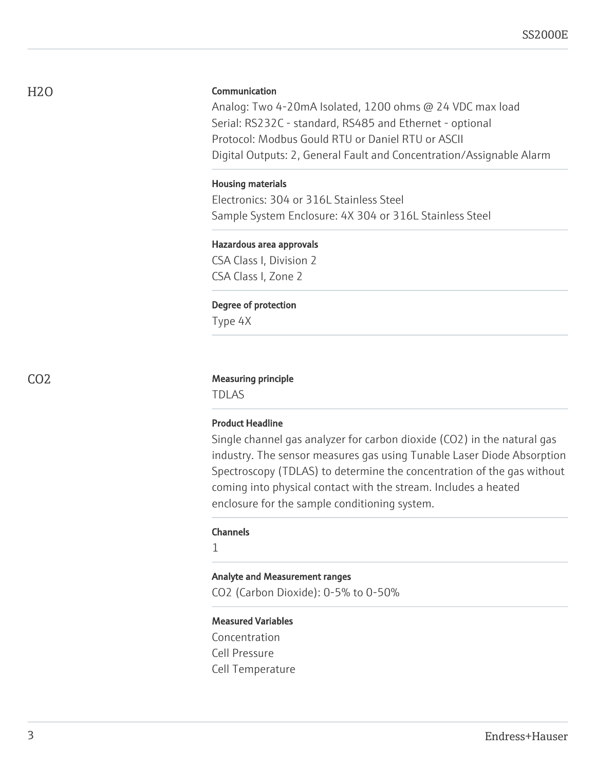## H2O

### Communication

Analog: Two 4-20mA Isolated, 1200 ohms @ 24 VDC max load
Serial: RS232C - standard, RS485 and Ethernet - optional
Protocol: Modbus Gould RTU or Daniel RTU or ASCII
Digital Outputs: 2, General Fault and Concentration/Assignable Alarm

### Housing materials

Electronics: 304 or 316L Stainless Steel
Sample System Enclosure: 4X 304 or 316L Stainless Steel

### Hazardous area approvals

CSA Class I, Division 2
CSA Class I, Zone 2

### Degree of protection

Type 4X

## CO2

### Measuring principle

TDLAS

### Product Headline

Single channel gas analyzer for carbon dioxide ($CO_2$) in the natural gas industry. The sensor measures gas using Tunable Laser Diode Absorption Spectroscopy (TDLAS) to determine the concentration of the gas without coming into physical contact with the stream. Includes a heated enclosure for the sample conditioning system.

### Channels

1

### Analyte and Measurement ranges

$CO_2$ (Carbon Dioxide): 0-5% to 0-50%

### Measured Variables

Concentration
Cell Pressure
Cell Temperature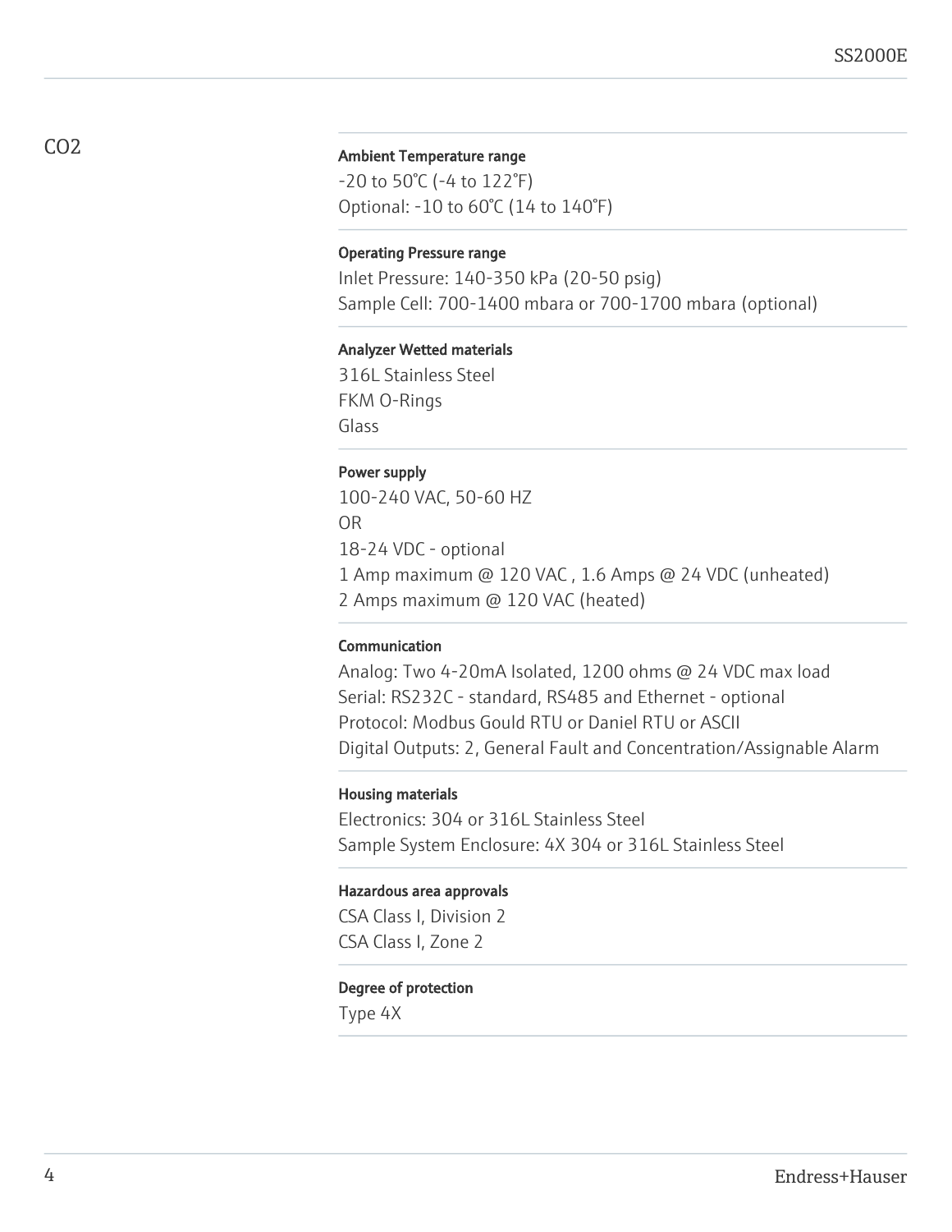## $CO_2$

### Ambient Temperature range

-20 to 50°C (-4 to 122°F)
Optional: -10 to 60°C (14 to 140°F)

### Operating Pressure range

Inlet Pressure: 140-350 kPa (20-50 psig)
Sample Cell: 700-1400 mbara or 700-1700 mbara (optional)

### Analyzer Wetted materials

316L Stainless Steel
FKM O-Rings
Glass

### Power supply

100-240 VAC, 50-60 HZ
OR
18-24 VDC - optional
1 Amp maximum @ 120 VAC , 1.6 Amps @ 24 VDC (unheated)
2 Amps maximum @ 120 VAC (heated)

### Communication

Analog: Two 4-20mA Isolated, 1200 ohms @ 24 VDC max load
Serial: RS232C - standard, RS485 and Ethernet - optional
Protocol: Modbus Gould RTU or Daniel RTU or ASCII
Digital Outputs: 2, General Fault and Concentration/Assignable Alarm

### Housing materials

Electronics: 304 or 316L Stainless Steel
Sample System Enclosure: 4X 304 or 316L Stainless Steel

### Hazardous area approvals

CSA Class I, Division 2
CSA Class I, Zone 2

### Degree of protection

Type 4X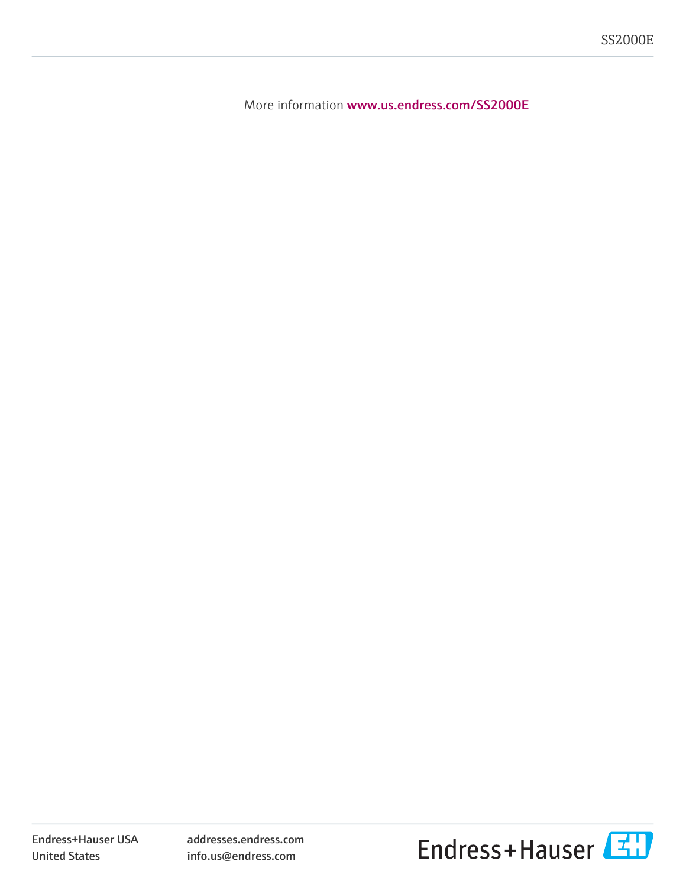More information **www.us.endress.com/SS2000E**

Endress+Hauser USA
United States

addresses.endress.com
info.us@endress.com

Endress+Hauser